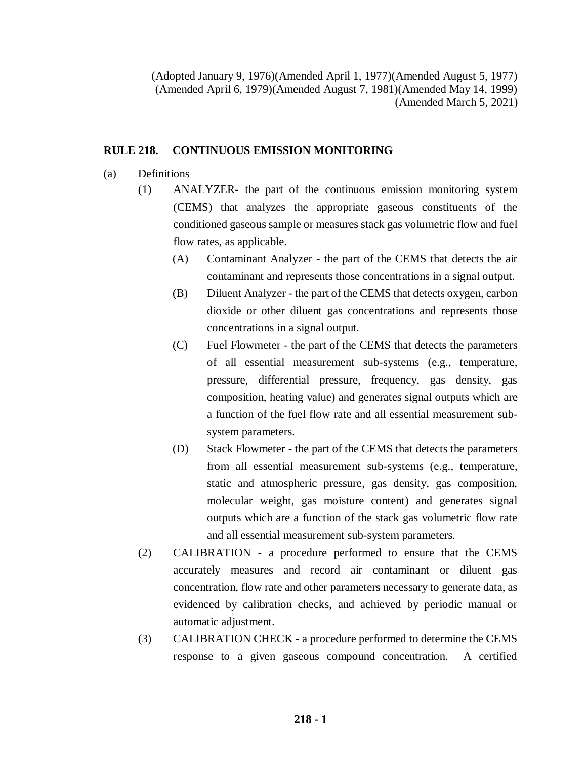(Adopted January 9, 1976)(Amended April 1, 1977)(Amended August 5, 1977)
(Amended April 6, 1979)(Amended August 7, 1981)(Amended May 14, 1999)
(Amended March 5, 2021)

## RULE 218. CONTINUOUS EMISSION MONITORING

(a) Definitions

(1) ANALYZER- the part of the continuous emission monitoring system (CEMS) that analyzes the appropriate gaseous constituents of the conditioned gaseous sample or measures stack gas volumetric flow and fuel flow rates, as applicable.

(A) Contaminant Analyzer - the part of the CEMS that detects the air contaminant and represents those concentrations in a signal output.

(B) Diluent Analyzer - the part of the CEMS that detects oxygen, carbon dioxide or other diluent gas concentrations and represents those concentrations in a signal output.

(C) Fuel Flowmeter - the part of the CEMS that detects the parameters of all essential measurement sub-systems (e.g., temperature, pressure, differential pressure, frequency, gas density, gas composition, heating value) and generates signal outputs which are a function of the fuel flow rate and all essential measurement sub-system parameters.

(D) Stack Flowmeter - the part of the CEMS that detects the parameters from all essential measurement sub-systems (e.g., temperature, static and atmospheric pressure, gas density, gas composition, molecular weight, gas moisture content) and generates signal outputs which are a function of the stack gas volumetric flow rate and all essential measurement sub-system parameters.

(2) CALIBRATION - a procedure performed to ensure that the CEMS accurately measures and record air contaminant or diluent gas concentration, flow rate and other parameters necessary to generate data, as evidenced by calibration checks, and achieved by periodic manual or automatic adjustment.

(3) CALIBRATION CHECK - a procedure performed to determine the CEMS response to a given gaseous compound concentration. A certified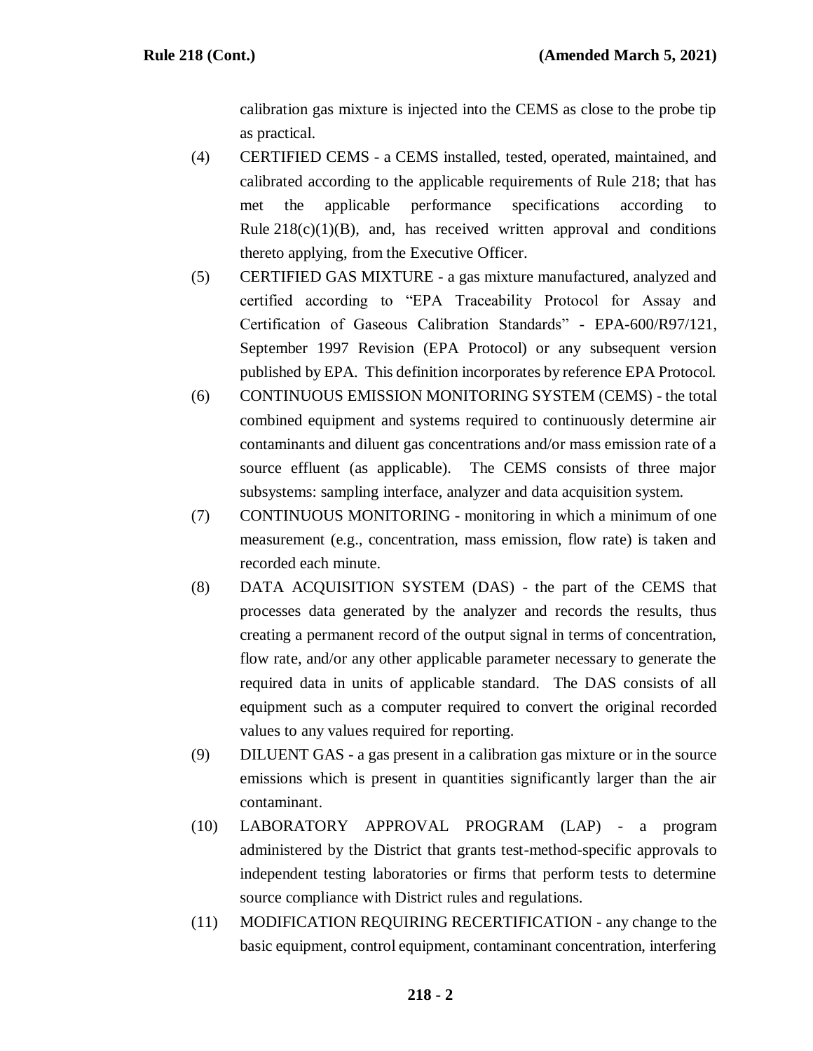calibration gas mixture is injected into the CEMS as close to the probe tip as practical.

(4) CERTIFIED CEMS - a CEMS installed, tested, operated, maintained, and calibrated according to the applicable requirements of Rule 218; that has met the applicable performance specifications according to Rule 218(c)(1)(B), and, has received written approval and conditions thereto applying, from the Executive Officer.

(5) CERTIFIED GAS MIXTURE - a gas mixture manufactured, analyzed and certified according to "EPA Traceability Protocol for Assay and Certification of Gaseous Calibration Standards" - EPA-600/R97/121, September 1997 Revision (EPA Protocol) or any subsequent version published by EPA. This definition incorporates by reference EPA Protocol.

(6) CONTINUOUS EMISSION MONITORING SYSTEM (CEMS) - the total combined equipment and systems required to continuously determine air contaminants and diluent gas concentrations and/or mass emission rate of a source effluent (as applicable). The CEMS consists of three major subsystems: sampling interface, analyzer and data acquisition system.

(7) CONTINUOUS MONITORING - monitoring in which a minimum of one measurement (e.g., concentration, mass emission, flow rate) is taken and recorded each minute.

(8) DATA ACQUISITION SYSTEM (DAS) - the part of the CEMS that processes data generated by the analyzer and records the results, thus creating a permanent record of the output signal in terms of concentration, flow rate, and/or any other applicable parameter necessary to generate the required data in units of applicable standard. The DAS consists of all equipment such as a computer required to convert the original recorded values to any values required for reporting.

(9) DILUENT GAS - a gas present in a calibration gas mixture or in the source emissions which is present in quantities significantly larger than the air contaminant.

(10) LABORATORY APPROVAL PROGRAM (LAP) - a program administered by the District that grants test-method-specific approvals to independent testing laboratories or firms that perform tests to determine source compliance with District rules and regulations.

(11) MODIFICATION REQUIRING RECERTIFICATION - any change to the basic equipment, control equipment, contaminant concentration, interfering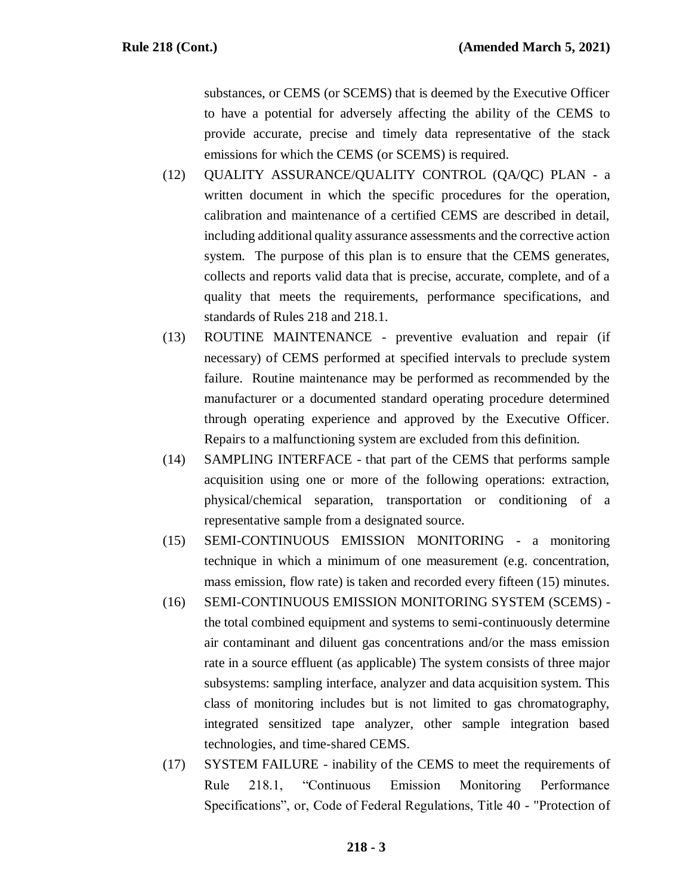substances, or CEMS (or SCEMS) that is deemed by the Executive Officer to have a potential for adversely affecting the ability of the CEMS to provide accurate, precise and timely data representative of the stack emissions for which the CEMS (or SCEMS) is required.

(12) QUALITY ASSURANCE/QUALITY CONTROL (QA/QC) PLAN - a written document in which the specific procedures for the operation, calibration and maintenance of a certified CEMS are described in detail, including additional quality assurance assessments and the corrective action system. The purpose of this plan is to ensure that the CEMS generates, collects and reports valid data that is precise, accurate, complete, and of a quality that meets the requirements, performance specifications, and standards of Rules 218 and 218.1.

(13) ROUTINE MAINTENANCE - preventive evaluation and repair (if necessary) of CEMS performed at specified intervals to preclude system failure. Routine maintenance may be performed as recommended by the manufacturer or a documented standard operating procedure determined through operating experience and approved by the Executive Officer. Repairs to a malfunctioning system are excluded from this definition.

(14) SAMPLING INTERFACE - that part of the CEMS that performs sample acquisition using one or more of the following operations: extraction, physical/chemical separation, transportation or conditioning of a representative sample from a designated source.

(15) SEMI-CONTINUOUS EMISSION MONITORING - a monitoring technique in which a minimum of one measurement (e.g. concentration, mass emission, flow rate) is taken and recorded every fifteen (15) minutes.

(16) SEMI-CONTINUOUS EMISSION MONITORING SYSTEM (SCEMS) - the total combined equipment and systems to semi-continuously determine air contaminant and diluent gas concentrations and/or the mass emission rate in a source effluent (as applicable) The system consists of three major subsystems: sampling interface, analyzer and data acquisition system. This class of monitoring includes but is not limited to gas chromatography, integrated sensitized tape analyzer, other sample integration based technologies, and time-shared CEMS.

(17) SYSTEM FAILURE - inability of the CEMS to meet the requirements of Rule 218.1, "Continuous Emission Monitoring Performance Specifications", or, Code of Federal Regulations, Title 40 - "Protection of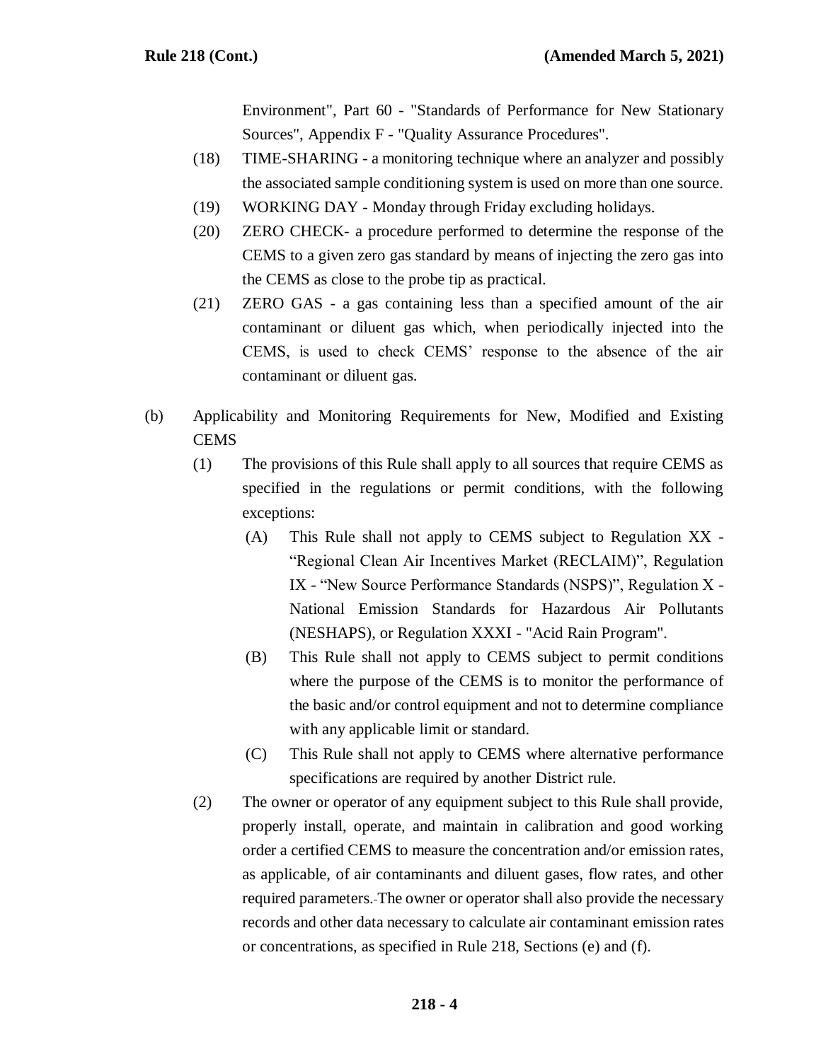Environment", Part 60 - "Standards of Performance for New Stationary Sources", Appendix F - "Quality Assurance Procedures".

(18) TIME-SHARING - a monitoring technique where an analyzer and possibly the associated sample conditioning system is used on more than one source.

(19) WORKING DAY - Monday through Friday excluding holidays.

(20) ZERO CHECK- a procedure performed to determine the response of the CEMS to a given zero gas standard by means of injecting the zero gas into the CEMS as close to the probe tip as practical.

(21) ZERO GAS - a gas containing less than a specified amount of the air contaminant or diluent gas which, when periodically injected into the CEMS, is used to check CEMS' response to the absence of the air contaminant or diluent gas.

(b) Applicability and Monitoring Requirements for New, Modified and Existing CEMS

(1) The provisions of this Rule shall apply to all sources that require CEMS as specified in the regulations or permit conditions, with the following exceptions:

(A) This Rule shall not apply to CEMS subject to Regulation XX - "Regional Clean Air Incentives Market (RECLAIM)", Regulation IX - "New Source Performance Standards (NSPS)", Regulation X - National Emission Standards for Hazardous Air Pollutants (NESHAPS), or Regulation XXXI - "Acid Rain Program".

(B) This Rule shall not apply to CEMS subject to permit conditions where the purpose of the CEMS is to monitor the performance of the basic and/or control equipment and not to determine compliance with any applicable limit or standard.

(C) This Rule shall not apply to CEMS where alternative performance specifications are required by another District rule.

(2) The owner or operator of any equipment subject to this Rule shall provide, properly install, operate, and maintain in calibration and good working order a certified CEMS to measure the concentration and/or emission rates, as applicable, of air contaminants and diluent gases, flow rates, and other required parameters. The owner or operator shall also provide the necessary records and other data necessary to calculate air contaminant emission rates or concentrations, as specified in Rule 218, Sections (e) and (f).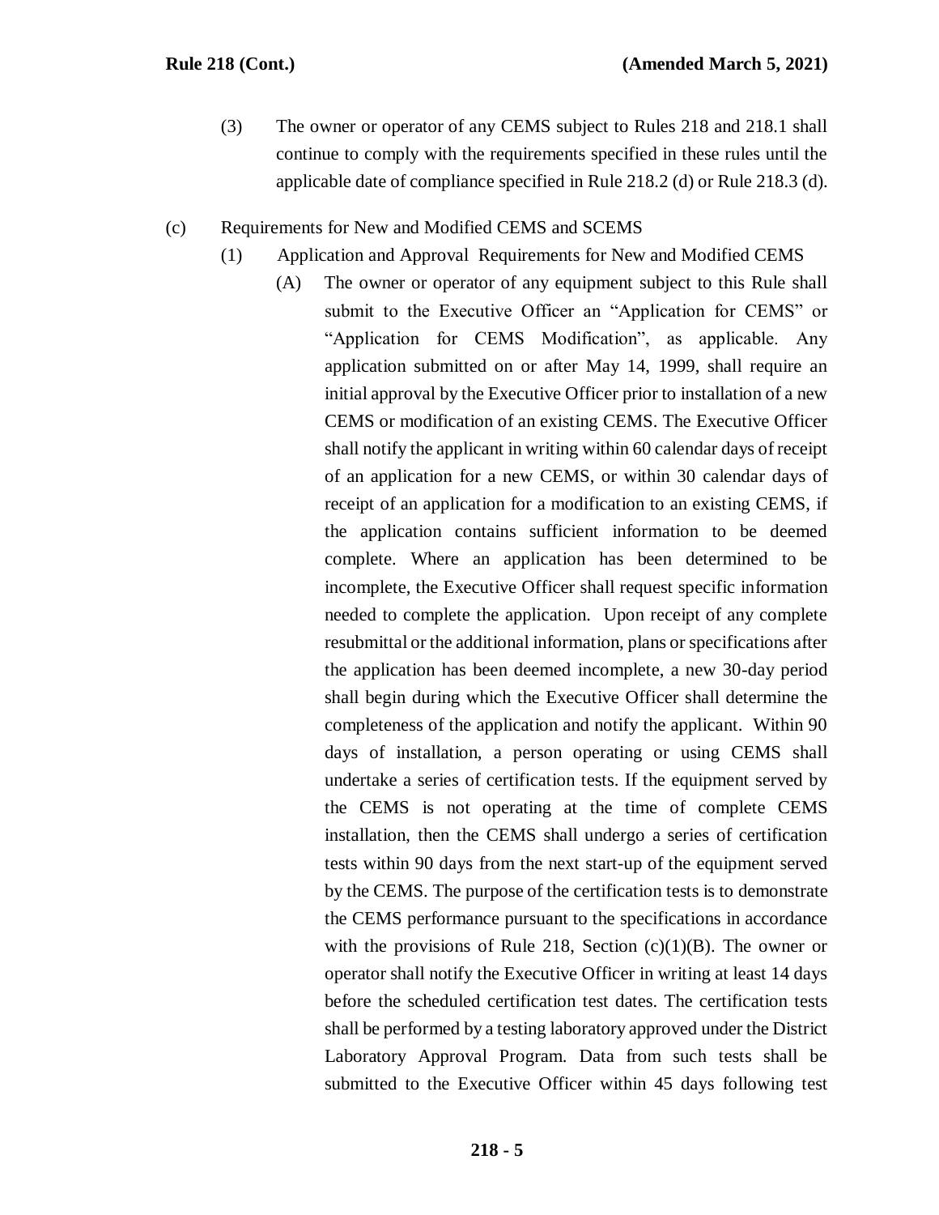(3) The owner or operator of any CEMS subject to Rules 218 and 218.1 shall continue to comply with the requirements specified in these rules until the applicable date of compliance specified in Rule 218.2 (d) or Rule 218.3 (d).

(c) Requirements for New and Modified CEMS and SCEMS

(1) Application and Approval Requirements for New and Modified CEMS

(A) The owner or operator of any equipment subject to this Rule shall submit to the Executive Officer an "Application for CEMS" or "Application for CEMS Modification", as applicable. Any application submitted on or after May 14, 1999, shall require an initial approval by the Executive Officer prior to installation of a new CEMS or modification of an existing CEMS. The Executive Officer shall notify the applicant in writing within 60 calendar days of receipt of an application for a new CEMS, or within 30 calendar days of receipt of an application for a modification to an existing CEMS, if the application contains sufficient information to be deemed complete. Where an application has been determined to be incomplete, the Executive Officer shall request specific information needed to complete the application. Upon receipt of any complete resubmittal or the additional information, plans or specifications after the application has been deemed incomplete, a new 30-day period shall begin during which the Executive Officer shall determine the completeness of the application and notify the applicant. Within 90 days of installation, a person operating or using CEMS shall undertake a series of certification tests. If the equipment served by the CEMS is not operating at the time of complete CEMS installation, then the CEMS shall undergo a series of certification tests within 90 days from the next start-up of the equipment served by the CEMS. The purpose of the certification tests is to demonstrate the CEMS performance pursuant to the specifications in accordance with the provisions of Rule 218, Section (c)(1)(B). The owner or operator shall notify the Executive Officer in writing at least 14 days before the scheduled certification test dates. The certification tests shall be performed by a testing laboratory approved under the District Laboratory Approval Program. Data from such tests shall be submitted to the Executive Officer within 45 days following test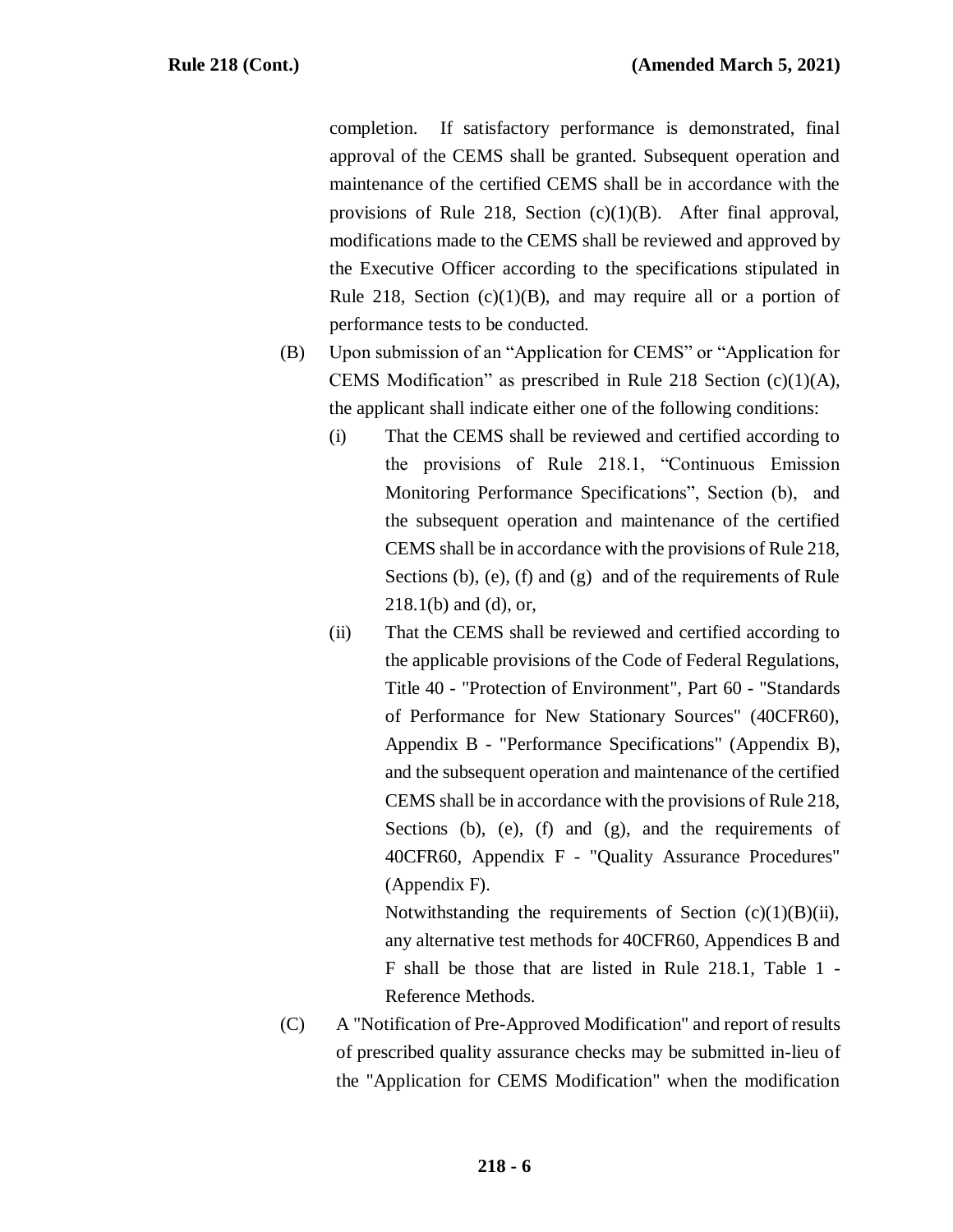completion. If satisfactory performance is demonstrated, final approval of the CEMS shall be granted. Subsequent operation and maintenance of the certified CEMS shall be in accordance with the provisions of Rule 218, Section (c)(1)(B). After final approval, modifications made to the CEMS shall be reviewed and approved by the Executive Officer according to the specifications stipulated in Rule 218, Section (c)(1)(B), and may require all or a portion of performance tests to be conducted.

(B) Upon submission of an "Application for CEMS" or "Application for CEMS Modification" as prescribed in Rule 218 Section (c)(1)(A), the applicant shall indicate either one of the following conditions:

(i) That the CEMS shall be reviewed and certified according to the provisions of Rule 218.1, "Continuous Emission Monitoring Performance Specifications", Section (b), and the subsequent operation and maintenance of the certified CEMS shall be in accordance with the provisions of Rule 218, Sections (b), (e), (f) and (g) and of the requirements of Rule 218.1(b) and (d), or,

(ii) That the CEMS shall be reviewed and certified according to the applicable provisions of the Code of Federal Regulations, Title 40 - "Protection of Environment", Part 60 - "Standards of Performance for New Stationary Sources" (40CFR60), Appendix B - "Performance Specifications" (Appendix B), and the subsequent operation and maintenance of the certified CEMS shall be in accordance with the provisions of Rule 218, Sections (b), (e), (f) and (g), and the requirements of 40CFR60, Appendix F - "Quality Assurance Procedures" (Appendix F).

Notwithstanding the requirements of Section (c)(1)(B)(ii), any alternative test methods for 40CFR60, Appendices B and F shall be those that are listed in Rule 218.1, Table 1 - Reference Methods.

(C) A "Notification of Pre-Approved Modification" and report of results of prescribed quality assurance checks may be submitted in-lieu of the "Application for CEMS Modification" when the modification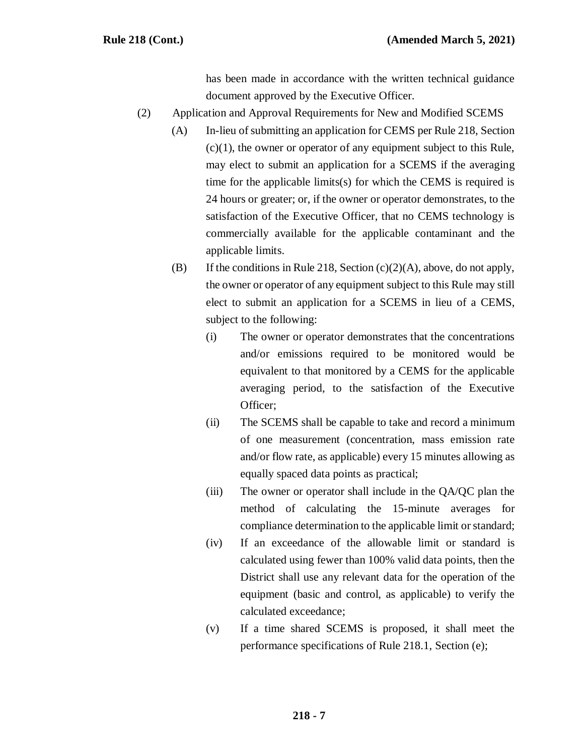has been made in accordance with the written technical guidance document approved by the Executive Officer.

(2) Application and Approval Requirements for New and Modified SCEMS

(A) In-lieu of submitting an application for CEMS per Rule 218, Section (c)(1), the owner or operator of any equipment subject to this Rule, may elect to submit an application for a SCEMS if the averaging time for the applicable limits(s) for which the CEMS is required is 24 hours or greater; or, if the owner or operator demonstrates, to the satisfaction of the Executive Officer, that no CEMS technology is commercially available for the applicable contaminant and the applicable limits.

(B) If the conditions in Rule 218, Section (c)(2)(A), above, do not apply, the owner or operator of any equipment subject to this Rule may still elect to submit an application for a SCEMS in lieu of a CEMS, subject to the following:

(i) The owner or operator demonstrates that the concentrations and/or emissions required to be monitored would be equivalent to that monitored by a CEMS for the applicable averaging period, to the satisfaction of the Executive Officer;

(ii) The SCEMS shall be capable to take and record a minimum of one measurement (concentration, mass emission rate and/or flow rate, as applicable) every 15 minutes allowing as equally spaced data points as practical;

(iii) The owner or operator shall include in the QA/QC plan the method of calculating the 15-minute averages for compliance determination to the applicable limit or standard;

(iv) If an exceedance of the allowable limit or standard is calculated using fewer than 100% valid data points, then the District shall use any relevant data for the operation of the equipment (basic and control, as applicable) to verify the calculated exceedance;

(v) If a time shared SCEMS is proposed, it shall meet the performance specifications of Rule 218.1, Section (e);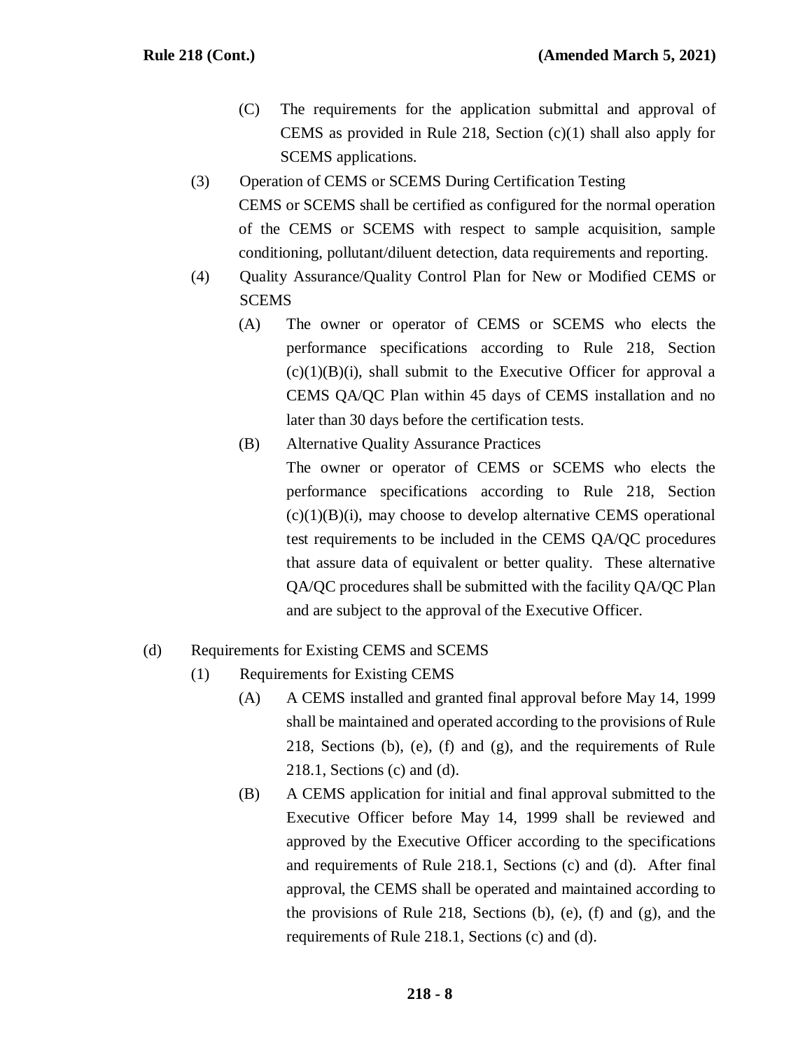(C) The requirements for the application submittal and approval of CEMS as provided in Rule 218, Section (c)(1) shall also apply for SCEMS applications.

(3) Operation of CEMS or SCEMS During Certification Testing

CEMS or SCEMS shall be certified as configured for the normal operation of the CEMS or SCEMS with respect to sample acquisition, sample conditioning, pollutant/diluent detection, data requirements and reporting.

(4) Quality Assurance/Quality Control Plan for New or Modified CEMS or SCEMS

(A) The owner or operator of CEMS or SCEMS who elects the performance specifications according to Rule 218, Section (c)(1)(B)(i), shall submit to the Executive Officer for approval a CEMS QA/QC Plan within 45 days of CEMS installation and no later than 30 days before the certification tests.

(B) Alternative Quality Assurance Practices

The owner or operator of CEMS or SCEMS who elects the performance specifications according to Rule 218, Section (c)(1)(B)(i), may choose to develop alternative CEMS operational test requirements to be included in the CEMS QA/QC procedures that assure data of equivalent or better quality. These alternative QA/QC procedures shall be submitted with the facility QA/QC Plan and are subject to the approval of the Executive Officer.

(d) Requirements for Existing CEMS and SCEMS

(1) Requirements for Existing CEMS

(A) A CEMS installed and granted final approval before May 14, 1999 shall be maintained and operated according to the provisions of Rule 218, Sections (b), (e), (f) and (g), and the requirements of Rule 218.1, Sections (c) and (d).

(B) A CEMS application for initial and final approval submitted to the Executive Officer before May 14, 1999 shall be reviewed and approved by the Executive Officer according to the specifications and requirements of Rule 218.1, Sections (c) and (d). After final approval, the CEMS shall be operated and maintained according to the provisions of Rule 218, Sections (b), (e), (f) and (g), and the requirements of Rule 218.1, Sections (c) and (d).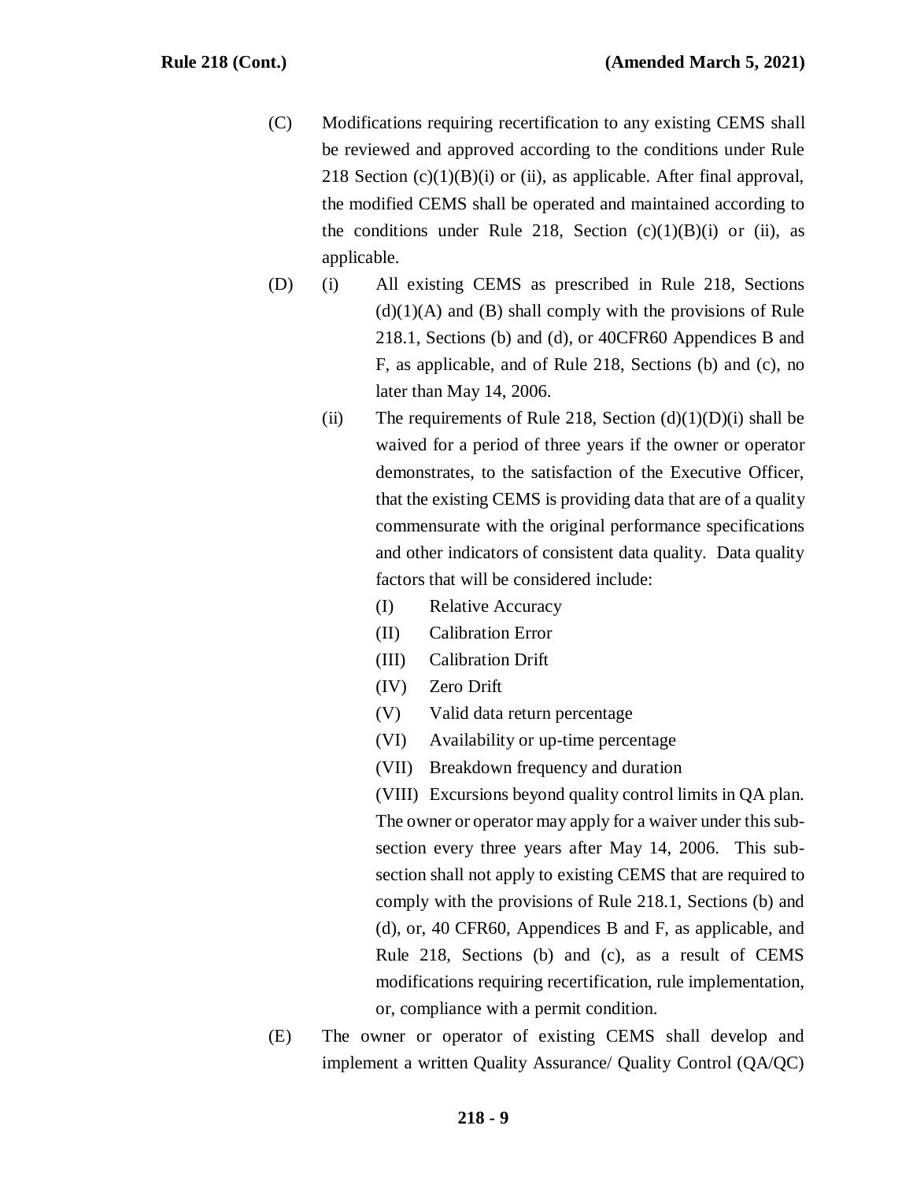(C) Modifications requiring recertification to any existing CEMS shall be reviewed and approved according to the conditions under Rule 218 Section (c)(1)(B)(i) or (ii), as applicable. After final approval, the modified CEMS shall be operated and maintained according to the conditions under Rule 218, Section (c)(1)(B)(i) or (ii), as applicable.

(D) (i) All existing CEMS as prescribed in Rule 218, Sections (d)(1)(A) and (B) shall comply with the provisions of Rule 218.1, Sections (b) and (d), or 40CFR60 Appendices B and F, as applicable, and of Rule 218, Sections (b) and (c), no later than May 14, 2006.

(ii) The requirements of Rule 218, Section (d)(1)(D)(i) shall be waived for a period of three years if the owner or operator demonstrates, to the satisfaction of the Executive Officer, that the existing CEMS is providing data that are of a quality commensurate with the original performance specifications and other indicators of consistent data quality. Data quality factors that will be considered include:

(I) Relative Accuracy

(II) Calibration Error

(III) Calibration Drift

(IV) Zero Drift

(V) Valid data return percentage

(VI) Availability or up-time percentage

(VII) Breakdown frequency and duration

(VIII) Excursions beyond quality control limits in QA plan.

The owner or operator may apply for a waiver under this sub-section every three years after May 14, 2006. This sub-section shall not apply to existing CEMS that are required to comply with the provisions of Rule 218.1, Sections (b) and (d), or, 40 CFR60, Appendices B and F, as applicable, and Rule 218, Sections (b) and (c), as a result of CEMS modifications requiring recertification, rule implementation, or, compliance with a permit condition.

(E) The owner or operator of existing CEMS shall develop and implement a written Quality Assurance/ Quality Control (QA/QC)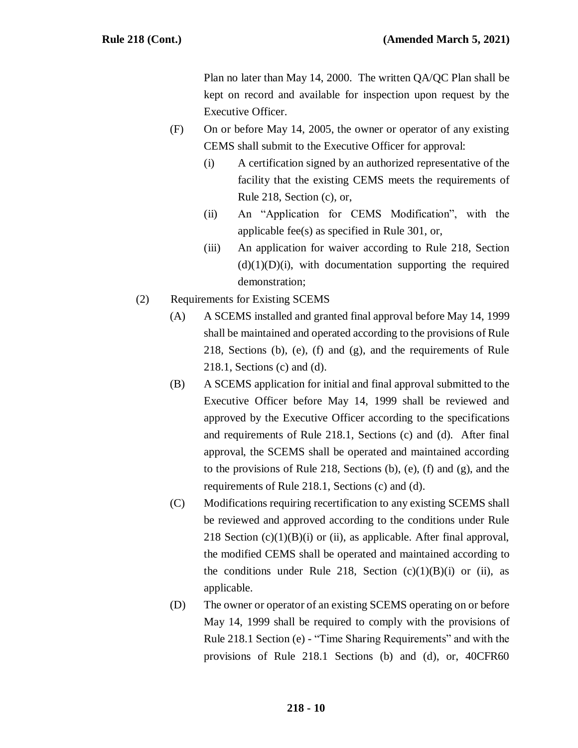Plan no later than May 14, 2000. The written QA/QC Plan shall be kept on record and available for inspection upon request by the Executive Officer.

(F) On or before May 14, 2005, the owner or operator of any existing CEMS shall submit to the Executive Officer for approval:

(i) A certification signed by an authorized representative of the facility that the existing CEMS meets the requirements of Rule 218, Section (c), or,

(ii) An "Application for CEMS Modification", with the applicable fee(s) as specified in Rule 301, or,

(iii) An application for waiver according to Rule 218, Section (d)(1)(D)(i), with documentation supporting the required demonstration;

(2) Requirements for Existing SCEMS

(A) A SCEMS installed and granted final approval before May 14, 1999 shall be maintained and operated according to the provisions of Rule 218, Sections (b), (e), (f) and (g), and the requirements of Rule 218.1, Sections (c) and (d).

(B) A SCEMS application for initial and final approval submitted to the Executive Officer before May 14, 1999 shall be reviewed and approved by the Executive Officer according to the specifications and requirements of Rule 218.1, Sections (c) and (d). After final approval, the SCEMS shall be operated and maintained according to the provisions of Rule 218, Sections (b), (e), (f) and (g), and the requirements of Rule 218.1, Sections (c) and (d).

(C) Modifications requiring recertification to any existing SCEMS shall be reviewed and approved according to the conditions under Rule 218 Section (c)(1)(B)(i) or (ii), as applicable. After final approval, the modified CEMS shall be operated and maintained according to the conditions under Rule 218, Section (c)(1)(B)(i) or (ii), as applicable.

(D) The owner or operator of an existing SCEMS operating on or before May 14, 1999 shall be required to comply with the provisions of Rule 218.1 Section (e) - "Time Sharing Requirements" and with the provisions of Rule 218.1 Sections (b) and (d), or, 40CFR60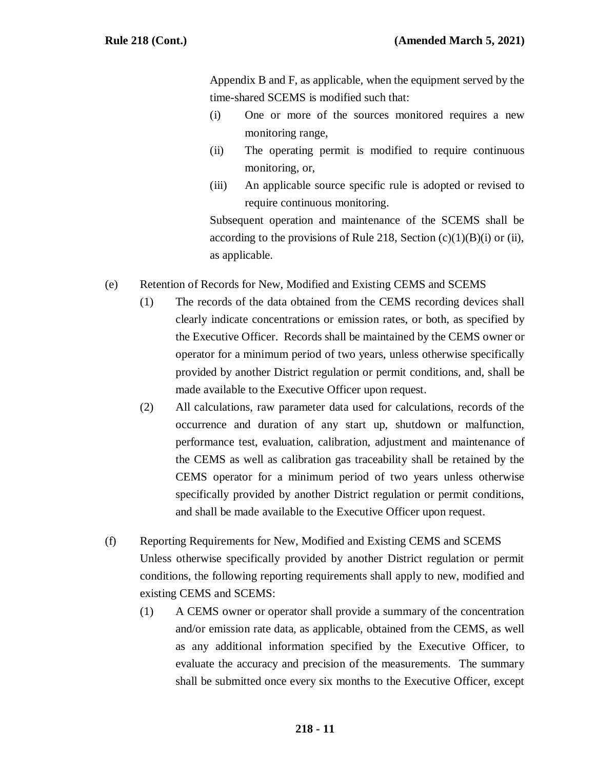Appendix B and F, as applicable, when the equipment served by the time-shared SCEMS is modified such that:

(i) One or more of the sources monitored requires a new monitoring range,

(ii) The operating permit is modified to require continuous monitoring, or,

(iii) An applicable source specific rule is adopted or revised to require continuous monitoring.

Subsequent operation and maintenance of the SCEMS shall be according to the provisions of Rule 218, Section (c)(1)(B)(i) or (ii), as applicable.

(e) Retention of Records for New, Modified and Existing CEMS and SCEMS

(1) The records of the data obtained from the CEMS recording devices shall clearly indicate concentrations or emission rates, or both, as specified by the Executive Officer. Records shall be maintained by the CEMS owner or operator for a minimum period of two years, unless otherwise specifically provided by another District regulation or permit conditions, and, shall be made available to the Executive Officer upon request.

(2) All calculations, raw parameter data used for calculations, records of the occurrence and duration of any start up, shutdown or malfunction, performance test, evaluation, calibration, adjustment and maintenance of the CEMS as well as calibration gas traceability shall be retained by the CEMS operator for a minimum period of two years unless otherwise specifically provided by another District regulation or permit conditions, and shall be made available to the Executive Officer upon request.

(f) Reporting Requirements for New, Modified and Existing CEMS and SCEMS

Unless otherwise specifically provided by another District regulation or permit conditions, the following reporting requirements shall apply to new, modified and existing CEMS and SCEMS:

(1) A CEMS owner or operator shall provide a summary of the concentration and/or emission rate data, as applicable, obtained from the CEMS, as well as any additional information specified by the Executive Officer, to evaluate the accuracy and precision of the measurements. The summary shall be submitted once every six months to the Executive Officer, except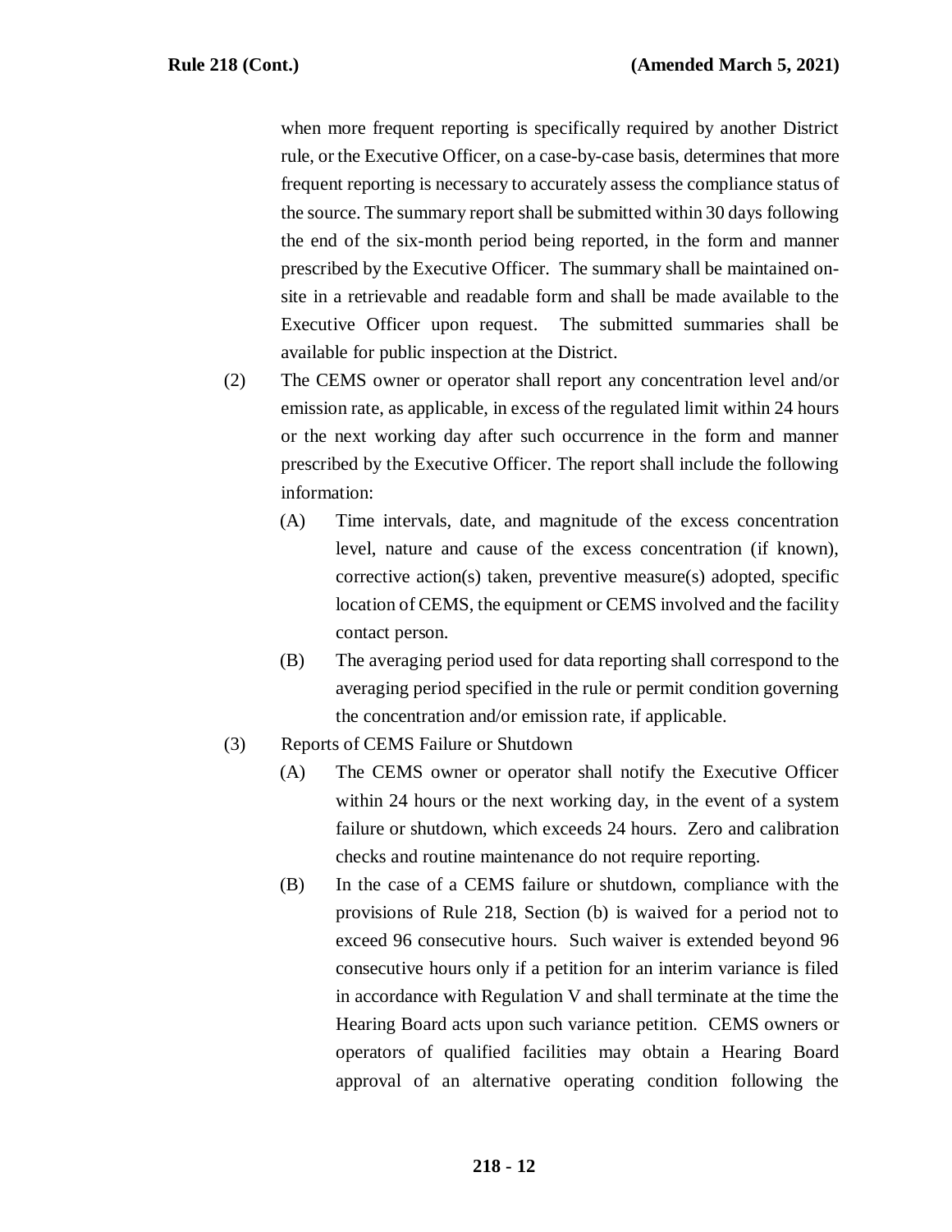when more frequent reporting is specifically required by another District rule, or the Executive Officer, on a case-by-case basis, determines that more frequent reporting is necessary to accurately assess the compliance status of the source. The summary report shall be submitted within 30 days following the end of the six-month period being reported, in the form and manner prescribed by the Executive Officer. The summary shall be maintained on-site in a retrievable and readable form and shall be made available to the Executive Officer upon request. The submitted summaries shall be available for public inspection at the District.

(2) The CEMS owner or operator shall report any concentration level and/or emission rate, as applicable, in excess of the regulated limit within 24 hours or the next working day after such occurrence in the form and manner prescribed by the Executive Officer. The report shall include the following information:

   (A) Time intervals, date, and magnitude of the excess concentration level, nature and cause of the excess concentration (if known), corrective action(s) taken, preventive measure(s) adopted, specific location of CEMS, the equipment or CEMS involved and the facility contact person.

   (B) The averaging period used for data reporting shall correspond to the averaging period specified in the rule or permit condition governing the concentration and/or emission rate, if applicable.

(3) Reports of CEMS Failure or Shutdown

   (A) The CEMS owner or operator shall notify the Executive Officer within 24 hours or the next working day, in the event of a system failure or shutdown, which exceeds 24 hours. Zero and calibration checks and routine maintenance do not require reporting.

   (B) In the case of a CEMS failure or shutdown, compliance with the provisions of Rule 218, Section (b) is waived for a period not to exceed 96 consecutive hours. Such waiver is extended beyond 96 consecutive hours only if a petition for an interim variance is filed in accordance with Regulation V and shall terminate at the time the Hearing Board acts upon such variance petition. CEMS owners or operators of qualified facilities may obtain a Hearing Board approval of an alternative operating condition following the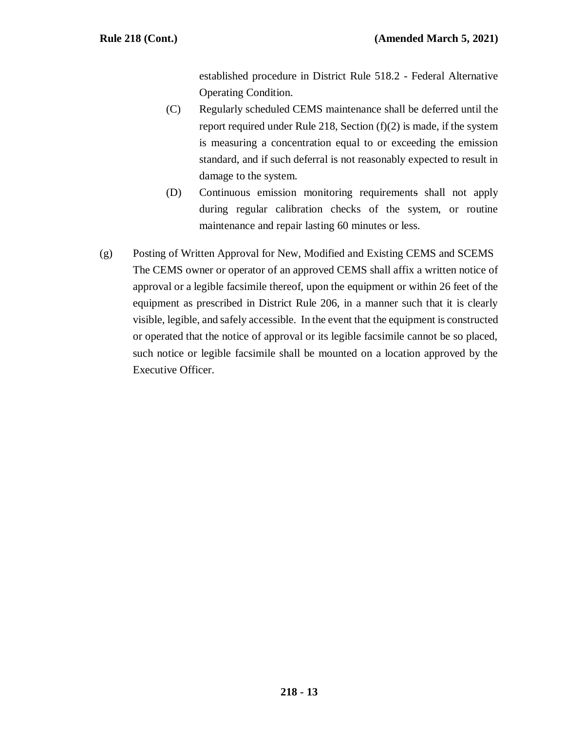established procedure in District Rule 518.2 - Federal Alternative Operating Condition.

(C) Regularly scheduled CEMS maintenance shall be deferred until the report required under Rule 218, Section (f)(2) is made, if the system is measuring a concentration equal to or exceeding the emission standard, and if such deferral is not reasonably expected to result in damage to the system.

(D) Continuous emission monitoring requirements shall not apply during regular calibration checks of the system, or routine maintenance and repair lasting 60 minutes or less.

(g) Posting of Written Approval for New, Modified and Existing CEMS and SCEMS

The CEMS owner or operator of an approved CEMS shall affix a written notice of approval or a legible facsimile thereof, upon the equipment or within 26 feet of the equipment as prescribed in District Rule 206, in a manner such that it is clearly visible, legible, and safely accessible. In the event that the equipment is constructed or operated that the notice of approval or its legible facsimile cannot be so placed, such notice or legible facsimile shall be mounted on a location approved by the Executive Officer.